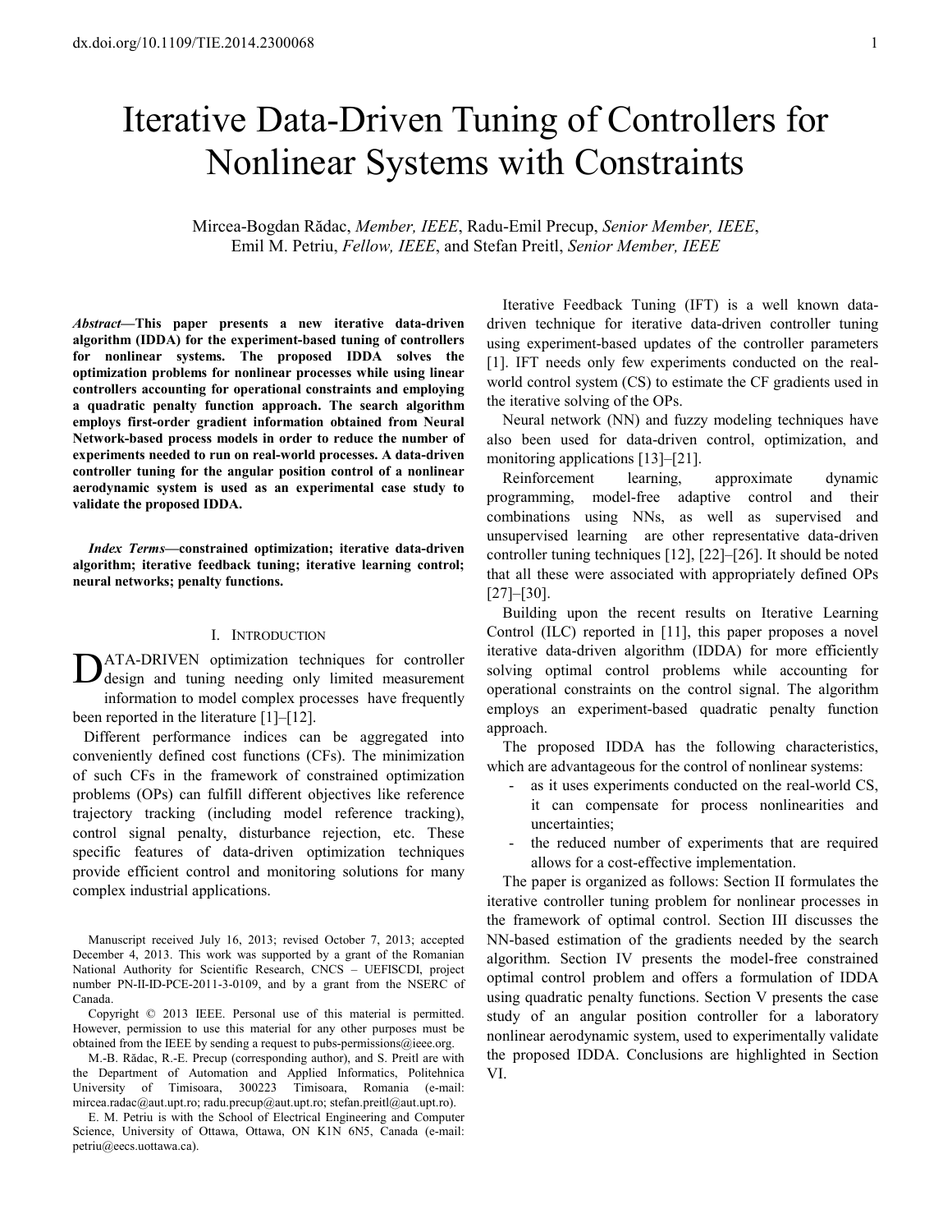# Iterative Data-Driven Tuning of Controllers for Nonlinear Systems with Constraints

Mircea-Bogdan Rădac, *Member, IEEE*, Radu-Emil Precup, *Senior Member, IEEE*, Emil M. Petriu, *Fellow, IEEE*, and Stefan Preitl, *Senior Member, IEEE*

***Abstract*—This paper presents a new iterative data-driven algorithm (IDDA) for the experiment-based tuning of controllers for nonlinear systems. The proposed IDDA solves the optimization problems for nonlinear processes while using linear controllers accounting for operational constraints and employing a quadratic penalty function approach. The search algorithm employs first-order gradient information obtained from Neural Network-based process models in order to reduce the number of experiments needed to run on real-world processes. A data-driven controller tuning for the angular position control of a nonlinear aerodynamic system is used as an experimental case study to validate the proposed IDDA.**

***Index Terms*—constrained optimization; iterative data-driven algorithm; iterative feedback tuning; iterative learning control; neural networks; penalty functions.**

## I. Introduction

DATA-DRIVEN optimization techniques for controller design and tuning needing only limited measurement information to model complex processes have frequently been reported in the literature [1]–[12].

Different performance indices can be aggregated into conveniently defined cost functions (CFs). The minimization of such CFs in the framework of constrained optimization problems (OPs) can fulfill different objectives like reference trajectory tracking (including model reference tracking), control signal penalty, disturbance rejection, etc. These specific features of data-driven optimization techniques provide efficient control and monitoring solutions for many complex industrial applications.

Manuscript received July 16, 2013; revised October 7, 2013; accepted December 4, 2013. This work was supported by a grant of the Romanian National Authority for Scientific Research, CNCS – UEFISCDI, project number PN-II-ID-PCE-2011-3-0109, and by a grant from the NSERC of Canada.

Copyright © 2013 IEEE. Personal use of this material is permitted. However, permission to use this material for any other purposes must be obtained from the IEEE by sending a request to pubs-permissions@ieee.org.

M.-B. Rădac, R.-E. Precup (corresponding author), and S. Preitl are with the Department of Automation and Applied Informatics, Politehnica University of Timisoara, 300223 Timisoara, Romania (e-mail: mircea.radac@aut.upt.ro; radu.precup@aut.upt.ro; stefan.preitl@aut.upt.ro).

E. M. Petriu is with the School of Electrical Engineering and Computer Science, University of Ottawa, Ottawa, ON K1N 6N5, Canada (e-mail: petriu@eecs.uottawa.ca).

Iterative Feedback Tuning (IFT) is a well known data-driven technique for iterative data-driven controller tuning using experiment-based updates of the controller parameters [1]. IFT needs only few experiments conducted on the real-world control system (CS) to estimate the CF gradients used in the iterative solving of the OPs.

Neural network (NN) and fuzzy modeling techniques have also been used for data-driven control, optimization, and monitoring applications [13]–[21].

Reinforcement learning, approximate dynamic programming, model-free adaptive control and their combinations using NNs, as well as supervised and unsupervised learning are other representative data-driven controller tuning techniques [12], [22]–[26]. It should be noted that all these were associated with appropriately defined OPs [27]–[30].

Building upon the recent results on Iterative Learning Control (ILC) reported in [11], this paper proposes a novel iterative data-driven algorithm (IDDA) for more efficiently solving optimal control problems while accounting for operational constraints on the control signal. The algorithm employs an experiment-based quadratic penalty function approach.

The proposed IDDA has the following characteristics, which are advantageous for the control of nonlinear systems:

- as it uses experiments conducted on the real-world CS, it can compensate for process nonlinearities and uncertainties;
- the reduced number of experiments that are required allows for a cost-effective implementation.

The paper is organized as follows: Section II formulates the iterative controller tuning problem for nonlinear processes in the framework of optimal control. Section III discusses the NN-based estimation of the gradients needed by the search algorithm. Section IV presents the model-free constrained optimal control problem and offers a formulation of IDDA using quadratic penalty functions. Section V presents the case study of an angular position controller for a laboratory nonlinear aerodynamic system, used to experimentally validate the proposed IDDA. Conclusions are highlighted in Section VI.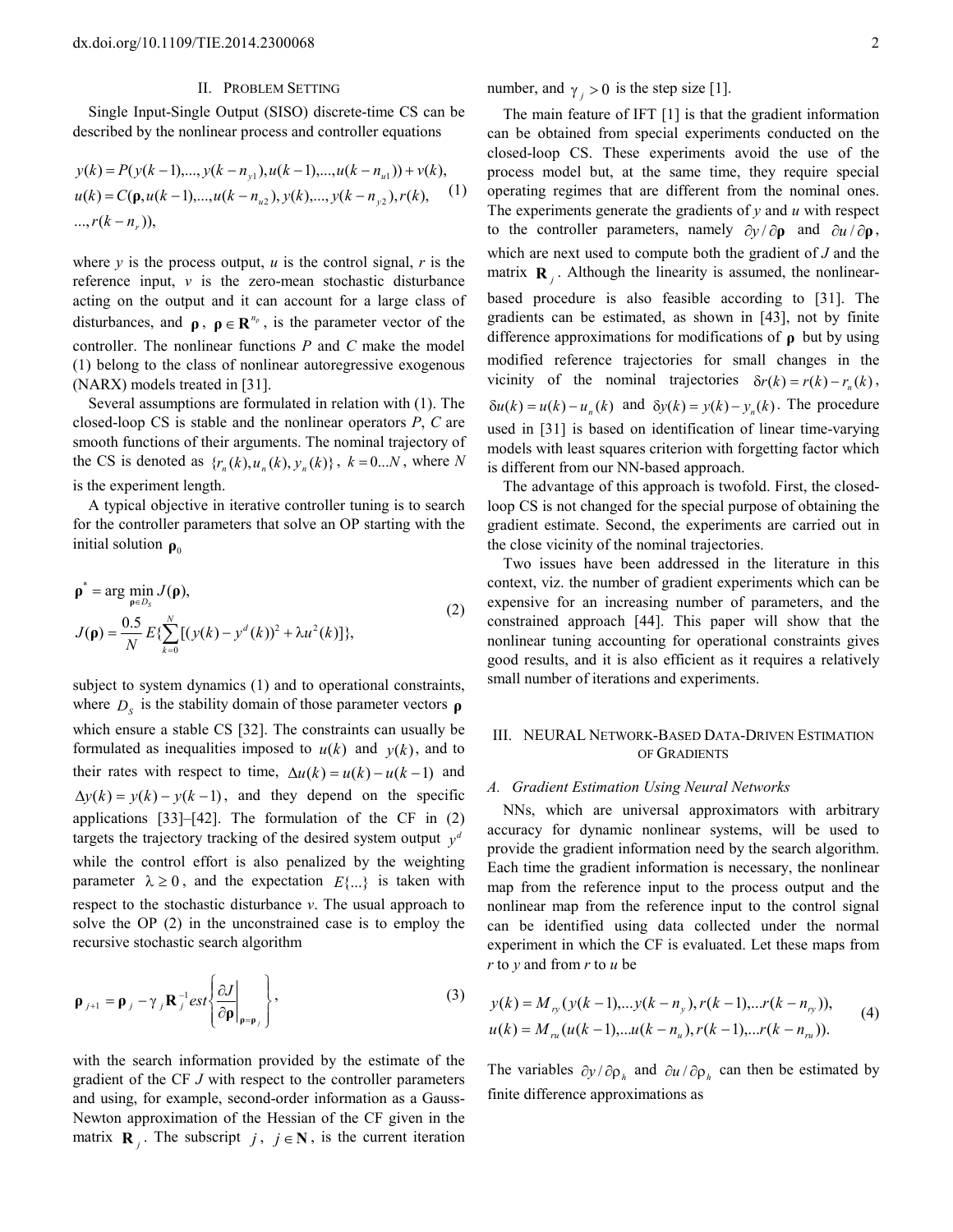## II. Problem Setting

Single Input-Single Output (SISO) discrete-time CS can be described by the nonlinear process and controller equations

$$
\begin{aligned}
&y(k) = P(y(k-1),...,y(k-n_{y1}),u(k-1),...,u(k-n_{u1})) + v(k),\\
&u(k) = C(\boldsymbol{\rho},u(k-1),...,u(k-n_{u2}),y(k),...,y(k-n_{y2}),r(k),\\
&...,r(k-n_r)),
\end{aligned}
\tag{1}
$$

where $y$ is the process output, $u$ is the control signal, $r$ is the reference input, $v$ is the zero-mean stochastic disturbance acting on the output and it can account for a large class of disturbances, and $\boldsymbol{\rho}$, $\boldsymbol{\rho} \in \mathbf{R}^{n_\rho}$, is the parameter vector of the controller. The nonlinear functions $P$ and $C$ make the model (1) belong to the class of nonlinear autoregressive exogenous (NARX) models treated in [31].

Several assumptions are formulated in relation with (1). The closed-loop CS is stable and the nonlinear operators $P$, $C$ are smooth functions of their arguments. The nominal trajectory of the CS is denoted as $\{r_n(k), u_n(k), y_n(k)\}$, $k = 0...N$, where $N$ is the experiment length.

A typical objective in iterative controller tuning is to search for the controller parameters that solve an OP starting with the initial solution $\boldsymbol{\rho}_0$

$$
\begin{aligned}
&\boldsymbol{\rho}^* = \arg \min_{\boldsymbol{\rho} \in D_S} J(\boldsymbol{\rho}),\\
&J(\boldsymbol{\rho}) = \frac{0.5}{N} E\{\sum_{k=0}^{N} [(y(k) - y^d(k))^2 + \lambda u^2(k)]\},
\end{aligned}
\tag{2}
$$

subject to system dynamics (1) and to operational constraints, where $D_S$ is the stability domain of those parameter vectors $\boldsymbol{\rho}$ which ensure a stable CS [32]. The constraints can usually be formulated as inequalities imposed to $u(k)$ and $y(k)$, and to their rates with respect to time, $\Delta u(k) = u(k) - u(k-1)$ and $\Delta y(k) = y(k) - y(k-1)$, and they depend on the specific applications [33]–[42]. The formulation of the CF in (2) targets the trajectory tracking of the desired system output $y^d$ while the control effort is also penalized by the weighting parameter $\lambda \geq 0$, and the expectation $E\{...\}$ is taken with respect to the stochastic disturbance $v$. The usual approach to solve the OP (2) in the unconstrained case is to employ the recursive stochastic search algorithm

$$
\boldsymbol{\rho}_{j+1} = \boldsymbol{\rho}_j - \gamma_j \mathbf{R}_j^{-1} est\left\{ \left. \frac{\partial J}{\partial \boldsymbol{\rho}} \right|_{\boldsymbol{\rho}=\boldsymbol{\rho}_j} \right\},
\tag{3}
$$

with the search information provided by the estimate of the gradient of the CF $J$ with respect to the controller parameters and using, for example, second-order information as a Gauss-Newton approximation of the Hessian of the CF given in the matrix $\mathbf{R}_j$. The subscript $j$, $j \in \mathbf{N}$, is the current iteration number, and $\gamma_j > 0$ is the step size [1].

The main feature of IFT [1] is that the gradient information can be obtained from special experiments conducted on the closed-loop CS. These experiments avoid the use of the process model but, at the same time, they require special operating regimes that are different from the nominal ones. The experiments generate the gradients of $y$ and $u$ with respect to the controller parameters, namely $\partial y / \partial \boldsymbol{\rho}$ and $\partial u / \partial \boldsymbol{\rho}$, which are next used to compute both the gradient of $J$ and the matrix $\mathbf{R}_j$. Although the linearity is assumed, the nonlinear-based procedure is also feasible according to [31]. The gradients can be estimated, as shown in [43], not by finite difference approximations for modifications of $\boldsymbol{\rho}$ but by using modified reference trajectories for small changes in the vicinity of the nominal trajectories $\delta r(k) = r(k) - r_n(k)$, $\delta u(k) = u(k) - u_n(k)$ and $\delta y(k) = y(k) - y_n(k)$. The procedure used in [31] is based on identification of linear time-varying models with least squares criterion with forgetting factor which is different from our NN-based approach.

The advantage of this approach is twofold. First, the closed-loop CS is not changed for the special purpose of obtaining the gradient estimate. Second, the experiments are carried out in the close vicinity of the nominal trajectories.

Two issues have been addressed in the literature in this context, viz. the number of gradient experiments which can be expensive for an increasing number of parameters, and the constrained approach [44]. This paper will show that the nonlinear tuning accounting for operational constraints gives good results, and it is also efficient as it requires a relatively small number of iterations and experiments.

## III. Neural Network-Based Data-Driven Estimation of Gradients

### A. Gradient Estimation Using Neural Networks

NNs, which are universal approximators with arbitrary accuracy for dynamic nonlinear systems, will be used to provide the gradient information need by the search algorithm. Each time the gradient information is necessary, the nonlinear map from the reference input to the process output and the nonlinear map from the reference input to the control signal can be identified using data collected under the normal experiment in which the CF is evaluated. Let these maps from $r$ to $y$ and from $r$ to $u$ be

$$
\begin{aligned}
&y(k) = M_{ry}(y(k-1),...y(k-n_y), r(k-1),...r(k-n_{ry})),\\
&u(k) = M_{ru}(u(k-1),...u(k-n_u), r(k-1),...r(k-n_{ru})).
\end{aligned}
\tag{4}
$$

The variables $\partial y / \partial \rho_h$ and $\partial u / \partial \rho_h$ can then be estimated by finite difference approximations as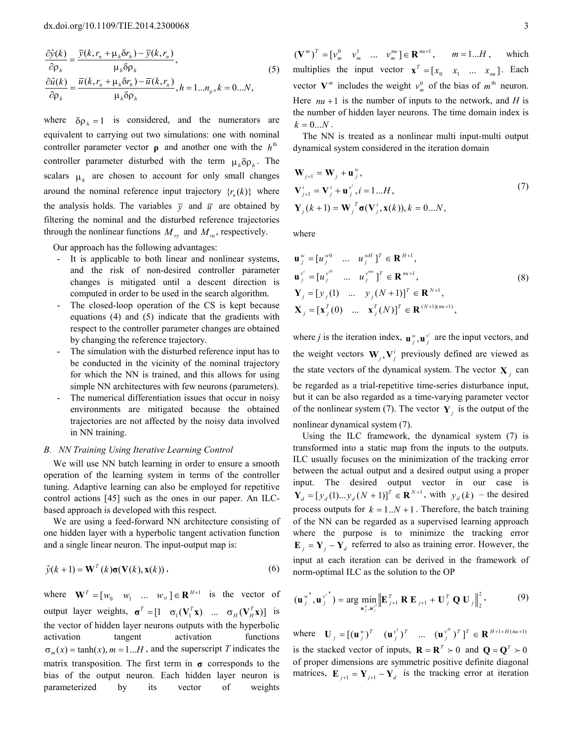$$\frac{\partial \hat{y}(k)}{\partial \rho_h} = \frac{\overline{y}(k, r_n + \mu_h \delta r_h) - \overline{y}(k, r_n)}{\mu_h \delta \rho_h},$$
$$\frac{\partial \hat{u}(k)}{\partial \rho_h} = \frac{\overline{u}(k, r_n + \mu_h \delta r_h) - \overline{u}(k, r_n)}{\mu_h \delta \rho_h}, h = 1...n_\rho, k = 0...N, \tag{5}$$

where $\delta \rho_h = 1$ is considered, and the numerators are equivalent to carrying out two simulations: one with nominal controller parameter vector $\boldsymbol{\rho}$ and another one with the $h^{\text{th}}$ controller parameter disturbed with the term $\mu_h \delta \rho_h$. The scalars $\mu_h$ are chosen to account for only small changes around the nominal reference input trajectory $\{r_n(k)\}$ where the analysis holds. The variables $\overline{y}$ and $\overline{u}$ are obtained by filtering the nominal and the disturbed reference trajectories through the nonlinear functions $M_{ry}$ and $M_{ru}$, respectively.

Our approach has the following advantages:

- It is applicable to both linear and nonlinear systems, and the risk of non-desired controller parameter changes is mitigated until a descent direction is computed in order to be used in the search algorithm.
- The closed-loop operation of the CS is kept because equations (4) and (5) indicate that the gradients with respect to the controller parameter changes are obtained by changing the reference trajectory.
- The simulation with the disturbed reference input has to be conducted in the vicinity of the nominal trajectory for which the NN is trained, and this allows for using simple NN architectures with few neurons (parameters).
- The numerical differentiation issues that occur in noisy environments are mitigated because the obtained trajectories are not affected by the noisy data involved in NN training.

### B. NN Training Using Iterative Learning Control

We will use NN batch learning in order to ensure a smooth operation of the learning system in terms of the controller tuning. Adaptive learning can also be employed for repetitive control actions [45] such as the ones in our paper. An ILC-based approach is developed with this respect.

We are using a feed-forward NN architecture consisting of one hidden layer with a hyperbolic tangent activation function and a single linear neuron. The input-output map is:

$$\hat{y}(k+1) = \mathbf{W}^T(k)\boldsymbol{\sigma}(\mathbf{V}(k), \mathbf{x}(k)), \tag{6}$$

where $\mathbf{W}^T = [w_0 \;\; w_1 \;\; ... \;\; w_H] \in \mathbf{R}^{H+1}$ is the vector of output layer weights, $\boldsymbol{\sigma}^T = [1 \;\; \sigma_1(\mathbf{V}_1^T\mathbf{x}) \;\; ... \;\; \sigma_H(\mathbf{V}_H^T\mathbf{x})]$ is the vector of hidden layer neurons outputs with the hyperbolic activation tangent activation functions $\sigma_m(x) = \tanh(x), m = 1...H$, and the superscript $T$ indicates the matrix transposition. The first term in $\boldsymbol{\sigma}$ corresponds to the bias of the output neuron. Each hidden layer neuron is parameterized by its vector of weights $(\mathbf{V}^m)^T = [v_m^0 \;\; v_m^1 \;\; ... \;\; v_m^{nu}] \in \mathbf{R}^{nu+1}, \quad m = 1...H$, which multiplies the input vector $\mathbf{x}^T = [x_0 \;\; x_1 \;\; ... \;\; x_{nu}]$. Each vector $\mathbf{V}^m$ includes the weight $v_m^0$ of the bias of $m^{\text{th}}$ neuron. Here $nu+1$ is the number of inputs to the network, and $H$ is the number of hidden layer neurons. The time domain index is $k = 0...N$.

The NN is treated as a nonlinear multi input-multi output dynamical system considered in the iteration domain

$$\mathbf{W}_{j+1} = \mathbf{W}_j + \mathbf{u}_j^w,$$
$$\mathbf{V}_{j+1}^i = \mathbf{V}_j^i + \mathbf{u}_j^{v^i}, i = 1...H, \tag{7}$$
$$\mathbf{Y}_j(k+1) = \mathbf{W}_j^T\boldsymbol{\sigma}(\mathbf{V}_j^i, \mathbf{x}(k)), k = 0...N,$$

where

$$\mathbf{u}_j^w = [u_j^{w0} \;\; ... \;\; u_j^{wH}]^T \in \mathbf{R}^{H+1},$$
$$\mathbf{u}_j^{v^i} = [u_j^{v^i0} \;\; ... \;\; u_j^{v^inu}]^T \in \mathbf{R}^{nu+1}, \tag{8}$$
$$\mathbf{Y}_j = [y_j(1) \;\; ... \;\; y_j(N+1)]^T \in \mathbf{R}^{N+1},$$
$$\mathbf{X}_j = [\mathbf{x}_j^T(0) \;\; ... \;\; \mathbf{x}_j^T(N)]^T \in \mathbf{R}^{(N+1)(nu+1)},$$

where $j$ is the iteration index, $\mathbf{u}_j^w, \mathbf{u}_j^{v^i}$ are the input vectors, and the weight vectors $\mathbf{W}_j, \mathbf{V}_j^i$ previously defined are viewed as the state vectors of the dynamical system. The vector $\mathbf{X}_j$ can be regarded as a trial-repetitive time-series disturbance input, but it can be also regarded as a time-varying parameter vector of the nonlinear system (7). The vector $\mathbf{Y}_j$ is the output of the nonlinear dynamical system (7).

Using the ILC framework, the dynamical system (7) is transformed into a static map from the inputs to the outputs. ILC usually focuses on the minimization of the tracking error between the actual output and a desired output using a proper input. The desired output vector in our case is $\mathbf{Y}_d = [y_d(1)...y_d(N+1)]^T \in \mathbf{R}^{N+1}$, with $y_d(k)$ – the desired process outputs for $k = 1..N+1$. Therefore, the batch training of the NN can be regarded as a supervised learning approach where the purpose is to minimize the tracking error $\mathbf{E}_j = \mathbf{Y}_j - \mathbf{Y}_d$ referred to also as training error. However, the input at each iteration can be derived in the framework of norm-optimal ILC as the solution to the OP

$$(\mathbf{u}_j^{w^*}, \mathbf{u}_j^{v^{i^*}}) = \arg \min_{\mathbf{u}_j^w, \mathbf{u}_j^{v^i}} \left\| \mathbf{E}_{j+1}^T \, \mathbf{R} \, \mathbf{E}_{j+1} + \mathbf{U}_j^T \, \mathbf{Q} \, \mathbf{U}_j \right\|_2^2, \tag{9}$$

where $\mathbf{U}_j = [(\mathbf{u}_j^w)^T \;\; (\mathbf{u}_j^{v^1})^T \;\; ... \;\; (\mathbf{u}_j^{v^H})^T]^T \in \mathbf{R}^{H+1+H(nu+1)}$ is the stacked vector of inputs, $\mathbf{R} = \mathbf{R}^T \succ 0$ and $\mathbf{Q} = \mathbf{Q}^T \succ 0$ of proper dimensions are symmetric positive definite diagonal matrices, $\mathbf{E}_{j+1} = \mathbf{Y}_{j+1} - \mathbf{Y}_d$ is the tracking error at iteration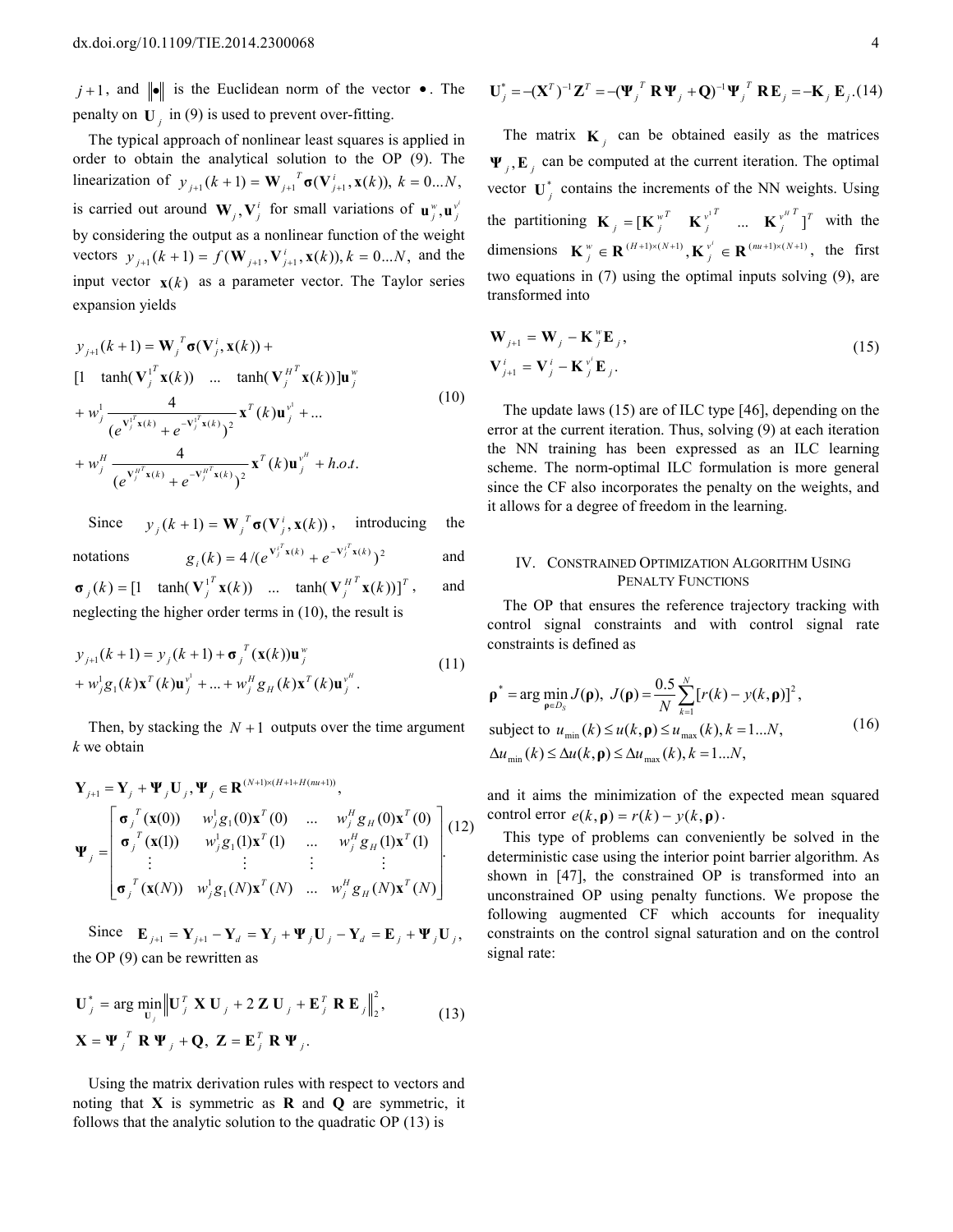$j+1$, and $\|\bullet\|$ is the Euclidean norm of the vector $\bullet$. The penalty on $\mathbf{U}_j$ in (9) is used to prevent over-fitting.

The typical approach of nonlinear least squares is applied in order to obtain the analytical solution to the OP (9). The linearization of $y_{j+1}(k+1) = \mathbf{W}_{j+1}{}^T \boldsymbol{\sigma}(\mathbf{V}_{j+1}^i, \mathbf{x}(k)),\ k = 0...N$, is carried out around $\mathbf{W}_j, \mathbf{V}_j^i$ for small variations of $\mathbf{u}_j^w, \mathbf{u}_j^{v^i}$ by considering the output as a nonlinear function of the weight vectors $y_{j+1}(k+1) = f(\mathbf{W}_{j+1}, \mathbf{V}_{j+1}^i, \mathbf{x}(k)), k = 0...N$, and the input vector $\mathbf{x}(k)$ as a parameter vector. The Taylor series expansion yields

$$
\begin{aligned}
& y_{j+1}(k+1) = \mathbf{W}_j{}^T \boldsymbol{\sigma}(\mathbf{V}_j^i, \mathbf{x}(k)) + \\
& [1 \quad \tanh(\mathbf{V}_j^{1^T} \mathbf{x}(k)) \quad ... \quad \tanh(\mathbf{V}_j^{H^T} \mathbf{x}(k))] \mathbf{u}_j^w \\
& + w_j^1 \frac{4}{(e^{\mathbf{V}_j^{1^T} \mathbf{x}(k)} + e^{-\mathbf{V}_j^{1^T} \mathbf{x}(k)})^2} \mathbf{x}^T(k) \mathbf{u}_j^{v^1} + ... \\
& + w_j^H \frac{4}{(e^{\mathbf{V}_j^{H^T} \mathbf{x}(k)} + e^{-\mathbf{V}_j^{H^T} \mathbf{x}(k)})^2} \mathbf{x}^T(k) \mathbf{u}_j^{v^H} + h.o.t.
\end{aligned}
\tag{10}
$$

Since $y_j(k+1) = \mathbf{W}_j{}^T \boldsymbol{\sigma}(\mathbf{V}_j^i, \mathbf{x}(k))$, introducing the notations $g_i(k) = 4/(e^{\mathbf{V}_j^{i^T} \mathbf{x}(k)} + e^{-\mathbf{V}_j^{i^T} \mathbf{x}(k)})^2$ and $\boldsymbol{\sigma}_j(k) = [1 \quad \tanh(\mathbf{V}_j^{1^T} \mathbf{x}(k)) \quad ... \quad \tanh(\mathbf{V}_j^{H^T} \mathbf{x}(k))]^T$, and neglecting the higher order terms in (10), the result is

$$
\begin{aligned}
& y_{j+1}(k+1) = y_j(k+1) + \boldsymbol{\sigma}_j{}^T(\mathbf{x}(k)) \mathbf{u}_j^w \\
& + w_j^1 g_1(k) \mathbf{x}^T(k) \mathbf{u}_j^{v^1} + ... + w_j^H g_H(k) \mathbf{x}^T(k) \mathbf{u}_j^{v^H}.
\end{aligned}
\tag{11}
$$

Then, by stacking the $N+1$ outputs over the time argument $k$ we obtain

$$
\begin{aligned}
& \mathbf{Y}_{j+1} = \mathbf{Y}_j + \boldsymbol{\Psi}_j \mathbf{U}_j, \boldsymbol{\Psi}_j \in \mathbf{R}^{(N+1)\times(H+1+H(nu+1))}, \\
& \boldsymbol{\Psi}_j = \begin{bmatrix} \boldsymbol{\sigma}_j{}^T(\mathbf{x}(0)) & w_j^1 g_1(0) \mathbf{x}^T(0) & ... & w_j^H g_H(0) \mathbf{x}^T(0) \\ \boldsymbol{\sigma}_j{}^T(\mathbf{x}(1)) & w_j^1 g_1(1) \mathbf{x}^T(1) & ... & w_j^H g_H(1) \mathbf{x}^T(1) \\ \vdots & \vdots & \vdots & \vdots \\ \boldsymbol{\sigma}_j{}^T(\mathbf{x}(N)) & w_j^1 g_1(N) \mathbf{x}^T(N) & ... & w_j^H g_H(N) \mathbf{x}^T(N) \end{bmatrix}.
\end{aligned}
\tag{12}
$$

Since $\mathbf{E}_{j+1} = \mathbf{Y}_{j+1} - \mathbf{Y}_d = \mathbf{Y}_j + \boldsymbol{\Psi}_j \mathbf{U}_j - \mathbf{Y}_d = \mathbf{E}_j + \boldsymbol{\Psi}_j \mathbf{U}_j$, the OP (9) can be rewritten as

$$
\begin{aligned}
& \mathbf{U}_j^* = \arg\min_{\mathbf{U}_j} \left\| \mathbf{U}_j^T \mathbf{X} \mathbf{U}_j + 2 \mathbf{Z} \mathbf{U}_j + \mathbf{E}_j^T \mathbf{R} \mathbf{E}_j \right\|_2^2, \\
& \mathbf{X} = \boldsymbol{\Psi}_j{}^T \mathbf{R} \boldsymbol{\Psi}_j + \mathbf{Q},\ \mathbf{Z} = \mathbf{E}_j^T \mathbf{R} \boldsymbol{\Psi}_j.
\end{aligned}
\tag{13}
$$

Using the matrix derivation rules with respect to vectors and noting that $\mathbf{X}$ is symmetric as $\mathbf{R}$ and $\mathbf{Q}$ are symmetric, it follows that the analytic solution to the quadratic OP (13) is

$$
\mathbf{U}_j^* = -(\mathbf{X}^T)^{-1} \mathbf{Z}^T = -(\boldsymbol{\Psi}_j{}^T \mathbf{R} \boldsymbol{\Psi}_j + \mathbf{Q})^{-1} \boldsymbol{\Psi}_j{}^T \mathbf{R} \mathbf{E}_j = -\mathbf{K}_j \mathbf{E}_j. \tag{14}
$$

The matrix $\mathbf{K}_j$ can be obtained easily as the matrices $\boldsymbol{\Psi}_j, \mathbf{E}_j$ can be computed at the current iteration. The optimal vector $\mathbf{U}_j^*$ contains the increments of the NN weights. Using the partitioning $\mathbf{K}_j = [\mathbf{K}_j^{w^T} \quad \mathbf{K}_j^{v^{1T}} \quad ... \quad \mathbf{K}_j^{v^{HT}}]^T$ with the dimensions $\mathbf{K}_j^w \in \mathbf{R}^{(H+1)\times(N+1)}, \mathbf{K}_j^{v^i} \in \mathbf{R}^{(nu+1)\times(N+1)}$, the first two equations in (7) using the optimal inputs solving (9), are transformed into

$$
\begin{aligned}
& \mathbf{W}_{j+1} = \mathbf{W}_j - \mathbf{K}_j^w \mathbf{E}_j, \\
& \mathbf{V}_{j+1}^i = \mathbf{V}_j^i - \mathbf{K}_j^{v^i} \mathbf{E}_j.
\end{aligned}
\tag{15}
$$

The update laws (15) are of ILC type [46], depending on the error at the current iteration. Thus, solving (9) at each iteration the NN training has been expressed as an ILC learning scheme. The norm-optimal ILC formulation is more general since the CF also incorporates the penalty on the weights, and it allows for a degree of freedom in the learning.

## IV. Constrained Optimization Algorithm Using Penalty Functions

The OP that ensures the reference trajectory tracking with control signal constraints and with control signal rate constraints is defined as

$$
\begin{aligned}
& \boldsymbol{\rho}^* = \arg\min_{\boldsymbol{\rho} \in D_S} J(\boldsymbol{\rho}),\ J(\boldsymbol{\rho}) = \frac{0.5}{N} \sum_{k=1}^{N} [r(k) - y(k, \boldsymbol{\rho})]^2, \\
& \text{subject to } u_{\min}(k) \le u(k, \boldsymbol{\rho}) \le u_{\max}(k), k = 1...N, \\
& \Delta u_{\min}(k) \le \Delta u(k, \boldsymbol{\rho}) \le \Delta u_{\max}(k), k = 1...N,
\end{aligned}
\tag{16}
$$

and it aims the minimization of the expected mean squared control error $e(k, \boldsymbol{\rho}) = r(k) - y(k, \boldsymbol{\rho})$.

This type of problems can conveniently be solved in the deterministic case using the interior point barrier algorithm. As shown in [47], the constrained OP is transformed into an unconstrained OP using penalty functions. We propose the following augmented CF which accounts for inequality constraints on the control signal saturation and on the control signal rate: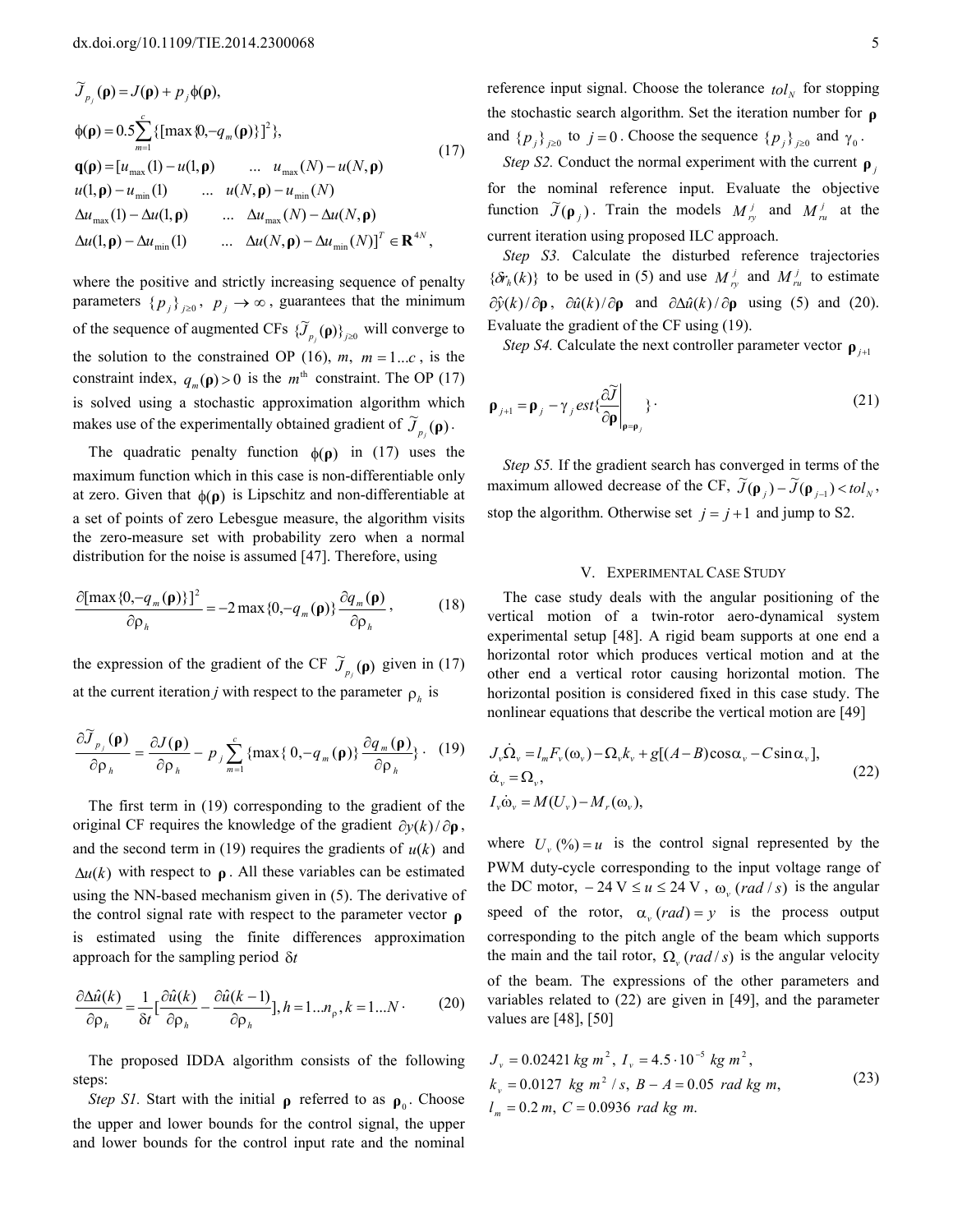$$
\begin{aligned}
&\widetilde{J}_{p_j}(\boldsymbol{\rho}) = J(\boldsymbol{\rho}) + p_j \phi(\boldsymbol{\rho}), \\
&\phi(\boldsymbol{\rho}) = 0.5 \sum_{m=1}^{c} \{[\max\{0, -q_m(\boldsymbol{\rho})\}]^2\}, \\
&\mathbf{q}(\boldsymbol{\rho}) = [u_{\max}(1) - u(1,\boldsymbol{\rho}) \quad \ldots \quad u_{\max}(N) - u(N,\boldsymbol{\rho}) \\
&u(1,\boldsymbol{\rho}) - u_{\min}(1) \quad \ldots \quad u(N,\boldsymbol{\rho}) - u_{\min}(N) \\
&\Delta u_{\max}(1) - \Delta u(1,\boldsymbol{\rho}) \quad \ldots \quad \Delta u_{\max}(N) - \Delta u(N,\boldsymbol{\rho}) \\
&\Delta u(1,\boldsymbol{\rho}) - \Delta u_{\min}(1) \quad \ldots \quad \Delta u(N,\boldsymbol{\rho}) - \Delta u_{\min}(N)]^T \in \mathbf{R}^{4N},
\end{aligned}
\tag{17}
$$

where the positive and strictly increasing sequence of penalty parameters $\{p_j\}_{j\geq 0}$, $p_j \to \infty$, guarantees that the minimum of the sequence of augmented CFs $\{\widetilde{J}_{p_j}(\boldsymbol{\rho})\}_{j\geq 0}$ will converge to the solution to the constrained OP (16), $m$, $m = 1 \ldots c$, is the constraint index, $q_m(\boldsymbol{\rho}) > 0$ is the $m^{\text{th}}$ constraint. The OP (17) is solved using a stochastic approximation algorithm which makes use of the experimentally obtained gradient of $\widetilde{J}_{p_j}(\boldsymbol{\rho})$.

The quadratic penalty function $\phi(\boldsymbol{\rho})$ in (17) uses the maximum function which in this case is non-differentiable only at zero. Given that $\phi(\boldsymbol{\rho})$ is Lipschitz and non-differentiable at a set of points of zero Lebesgue measure, the algorithm visits the zero-measure set with probability zero when a normal distribution for the noise is assumed [47]. Therefore, using

$$
\frac{\partial [\max\{0, -q_m(\boldsymbol{\rho})\}]^2}{\partial \rho_h} = -2 \max\{0, -q_m(\boldsymbol{\rho})\} \frac{\partial q_m(\boldsymbol{\rho})}{\partial \rho_h},
\tag{18}
$$

the expression of the gradient of the CF $\widetilde{J}_{p_j}(\boldsymbol{\rho})$ given in (17) at the current iteration $j$ with respect to the parameter $\rho_h$ is

$$
\frac{\partial \widetilde{J}_{p_j}(\boldsymbol{\rho})}{\partial \rho_h} = \frac{\partial J(\boldsymbol{\rho})}{\partial \rho_h} - p_j \sum_{m=1}^{c} \{\max\{0, -q_m(\boldsymbol{\rho})\} \frac{\partial q_m(\boldsymbol{\rho})}{\partial \rho_h}\}.
\tag{19}
$$

The first term in (19) corresponding to the gradient of the original CF requires the knowledge of the gradient $\partial y(k)/\partial \boldsymbol{\rho}$, and the second term in (19) requires the gradients of $u(k)$ and $\Delta u(k)$ with respect to $\boldsymbol{\rho}$. All these variables can be estimated using the NN-based mechanism given in (5). The derivative of the control signal rate with respect to the parameter vector $\boldsymbol{\rho}$ is estimated using the finite differences approximation approach for the sampling period $\delta t$

$$
\frac{\partial \Delta \hat{u}(k)}{\partial \rho_h} = \frac{1}{\delta t}\left[\frac{\partial \hat{u}(k)}{\partial \rho_h} - \frac{\partial \hat{u}(k-1)}{\partial \rho_h}\right], h = 1 \ldots n_\rho, k = 1 \ldots N \cdot
\tag{20}
$$

The proposed IDDA algorithm consists of the following steps:

*Step S1.* Start with the initial $\boldsymbol{\rho}$ referred to as $\boldsymbol{\rho}_0$. Choose the upper and lower bounds for the control signal, the upper and lower bounds for the control input rate and the nominal reference input signal. Choose the tolerance $tol_N$ for stopping the stochastic search algorithm. Set the iteration number for $\boldsymbol{\rho}$ and $\{p_j\}_{j\geq 0}$ to $j = 0$. Choose the sequence $\{p_j\}_{j\geq 0}$ and $\gamma_0$.

*Step S2.* Conduct the normal experiment with the current $\boldsymbol{\rho}_j$ for the nominal reference input. Evaluate the objective function $\widetilde{J}(\boldsymbol{\rho}_j)$. Train the models $M_{ry}^j$ and $M_{ru}^j$ at the current iteration using proposed ILC approach.

*Step S3.* Calculate the disturbed reference trajectories $\{\delta r_h(k)\}$ to be used in (5) and use $M_{ry}^j$ and $M_{ru}^j$ to estimate $\partial \hat{y}(k)/\partial \boldsymbol{\rho}$, $\partial \hat{u}(k)/\partial \boldsymbol{\rho}$ and $\partial \Delta \hat{u}(k)/\partial \boldsymbol{\rho}$ using (5) and (20). Evaluate the gradient of the CF using (19).

*Step S4.* Calculate the next controller parameter vector $\boldsymbol{\rho}_{j+1}$

$$
\boldsymbol{\rho}_{j+1} = \boldsymbol{\rho}_j - \gamma_j \, est\{\left.\frac{\partial \widetilde{J}}{\partial \boldsymbol{\rho}}\right|_{\boldsymbol{\rho}=\boldsymbol{\rho}_j}\} \cdot
\tag{21}
$$

*Step S5.* If the gradient search has converged in terms of the maximum allowed decrease of the CF, $\widetilde{J}(\boldsymbol{\rho}_j) - \widetilde{J}(\boldsymbol{\rho}_{j-1}) < tol_N$, stop the algorithm. Otherwise set $j = j+1$ and jump to S2.

## V. Experimental Case Study

The case study deals with the angular positioning of the vertical motion of a twin-rotor aero-dynamical system experimental setup [48]. A rigid beam supports at one end a horizontal rotor which produces vertical motion and at the other end a vertical rotor causing horizontal motion. The horizontal position is considered fixed in this case study. The nonlinear equations that describe the vertical motion are [49]

$$
\begin{aligned}
&J_v \dot{\Omega}_v = l_m F_v(\omega_v) - \Omega_v k_v + g[(A - B)\cos\alpha_v - C \sin\alpha_v], \\
&\dot{\alpha}_v = \Omega_v, \\
&I_v \dot{\omega}_v = M(U_v) - M_r(\omega_v),
\end{aligned}
\tag{22}
$$

where $U_v(\%) = u$ is the control signal represented by the PWM duty-cycle corresponding to the input voltage range of the DC motor, $-24\text{ V} \leq u \leq 24\text{ V}$, $\omega_v\ (rad/s)$ is the angular speed of the rotor, $\alpha_v\ (rad) = y$ is the process output corresponding to the pitch angle of the beam which supports the main and the tail rotor, $\Omega_v\ (rad/s)$ is the angular velocity of the beam. The expressions of the other parameters and variables related to (22) are given in [49], and the parameter values are [48], [50]

$$
\begin{aligned}
&J_v = 0.02421\ kg\ m^2,\ I_v = 4.5 \cdot 10^{-5}\ kg\ m^2, \\
&k_v = 0.0127\ kg\ m^2/s,\ B - A = 0.05\ rad\ kg\ m, \\
&l_m = 0.2\ m,\ C = 0.0936\ rad\ kg\ m.
\end{aligned}
\tag{23}
$$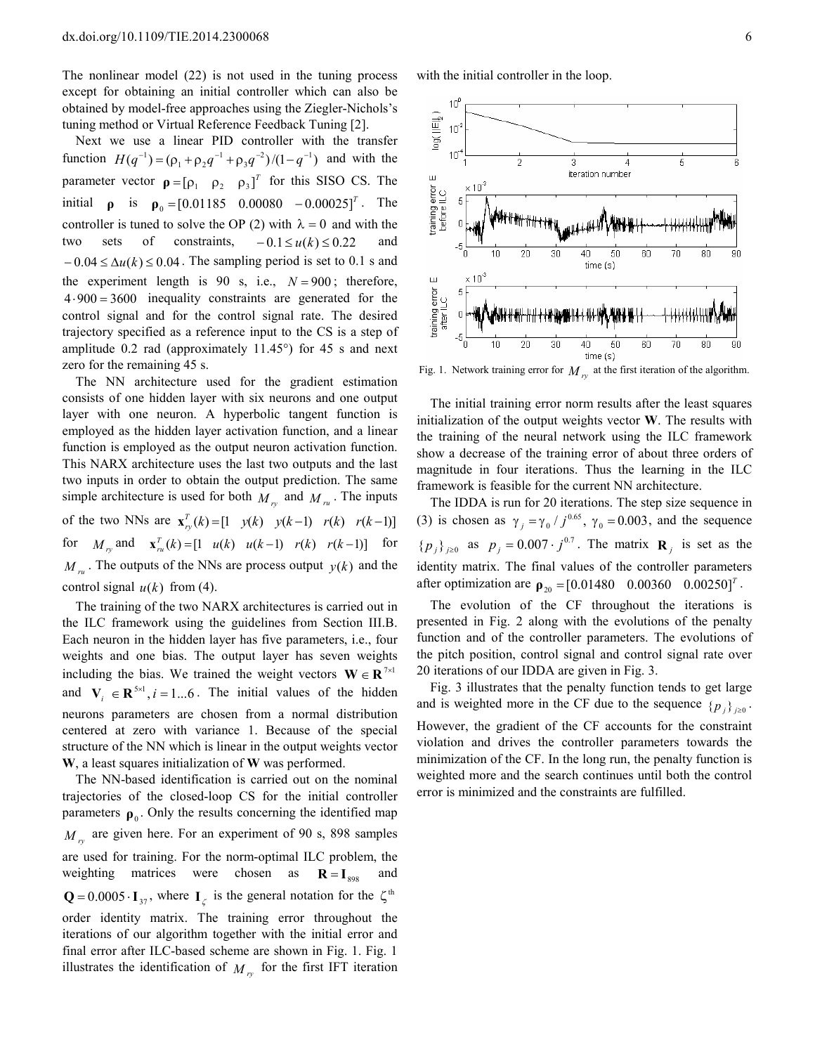The nonlinear model (22) is not used in the tuning process except for obtaining an initial controller which can also be obtained by model-free approaches using the Ziegler-Nichols's tuning method or Virtual Reference Feedback Tuning [2].

Next we use a linear PID controller with the transfer function $H(q^{-1}) = (\rho_1 + \rho_2 q^{-1} + \rho_3 q^{-2})/(1-q^{-1})$ and with the parameter vector $\boldsymbol{\rho} = [\rho_1 \quad \rho_2 \quad \rho_3]^T$ for this SISO CS. The initial $\boldsymbol{\rho}$ is $\boldsymbol{\rho}_0 = [0.01185 \quad 0.00080 \quad -0.00025]^T$. The controller is tuned to solve the OP (2) with $\lambda = 0$ and with the two sets of constraints, $-0.1 \le u(k) \le 0.22$ and $-0.04 \le \Delta u(k) \le 0.04$. The sampling period is set to 0.1 s and the experiment length is 90 s, i.e., $N = 900$; therefore, $4 \cdot 900 = 3600$ inequality constraints are generated for the control signal and for the control signal rate. The desired trajectory specified as a reference input to the CS is a step of amplitude 0.2 rad (approximately 11.45°) for 45 s and next zero for the remaining 45 s.

The NN architecture used for the gradient estimation consists of one hidden layer with six neurons and one output layer with one neuron. A hyperbolic tangent function is employed as the hidden layer activation function, and a linear function is employed as the output neuron activation function. This NARX architecture uses the last two outputs and the last two inputs in order to obtain the output prediction. The same simple architecture is used for both $M_{ry}$ and $M_{ru}$. The inputs of the two NNs are $\mathbf{x}_{ry}^T(k) = [1 \quad y(k) \quad y(k-1) \quad r(k) \quad r(k-1)]$ for $M_{ry}$ and $\mathbf{x}_{ru}^T(k) = [1 \quad u(k) \quad u(k-1) \quad r(k) \quad r(k-1)]$ for $M_{ru}$. The outputs of the NNs are process output $y(k)$ and the control signal $u(k)$ from (4).

The training of the two NARX architectures is carried out in the ILC framework using the guidelines from Section III.B. Each neuron in the hidden layer has five parameters, i.e., four weights and one bias. The output layer has seven weights including the bias. We trained the weight vectors $\mathbf{W} \in \mathbf{R}^{7\times1}$ and $\mathbf{V}_i \in \mathbf{R}^{5\times1}, i = 1...6$. The initial values of the hidden neurons parameters are chosen from a normal distribution centered at zero with variance 1. Because of the special structure of the NN which is linear in the output weights vector **W**, a least squares initialization of **W** was performed.

The NN-based identification is carried out on the nominal trajectories of the closed-loop CS for the initial controller parameters $\boldsymbol{\rho}_0$. Only the results concerning the identified map $M_{ry}$ are given here. For an experiment of 90 s, 898 samples are used for training. For the norm-optimal ILC problem, the weighting matrices were chosen as $\mathbf{R} = \mathbf{I}_{898}$ and $\mathbf{Q} = 0.0005 \cdot \mathbf{I}_{37}$, where $\mathbf{I}_\zeta$ is the general notation for the $\zeta^{\text{th}}$ order identity matrix. The training error throughout the iterations of our algorithm together with the initial error and final error after ILC-based scheme are shown in Fig. 1. Fig. 1 illustrates the identification of $M_{ry}$ for the first IFT iteration with the initial controller in the loop.

Fig. 1. Network training error for $M_{ry}$ at the first iteration of the algorithm.

The initial training error norm results after the least squares initialization of the output weights vector **W**. The results with the training of the neural network using the ILC framework show a decrease of the training error of about three orders of magnitude in four iterations. Thus the learning in the ILC framework is feasible for the current NN architecture.

The IDDA is run for 20 iterations. The step size sequence in (3) is chosen as $\gamma_j = \gamma_0 / j^{0.65}$, $\gamma_0 = 0.003$, and the sequence $\{p_j\}_{j\ge0}$ as $p_j = 0.007 \cdot j^{0.7}$. The matrix $\mathbf{R}_j$ is set as the identity matrix. The final values of the controller parameters after optimization are $\boldsymbol{\rho}_{20} = [0.01480 \quad 0.00360 \quad 0.00250]^T$.

The evolution of the CF throughout the iterations is presented in Fig. 2 along with the evolutions of the penalty function and of the controller parameters. The evolutions of the pitch position, control signal and control signal rate over 20 iterations of our IDDA are given in Fig. 3.

Fig. 3 illustrates that the penalty function tends to get large and is weighted more in the CF due to the sequence $\{p_j\}_{j\ge0}$. However, the gradient of the CF accounts for the constraint violation and drives the controller parameters towards the minimization of the CF. In the long run, the penalty function is weighted more and the search continues until both the control error is minimized and the constraints are fulfilled.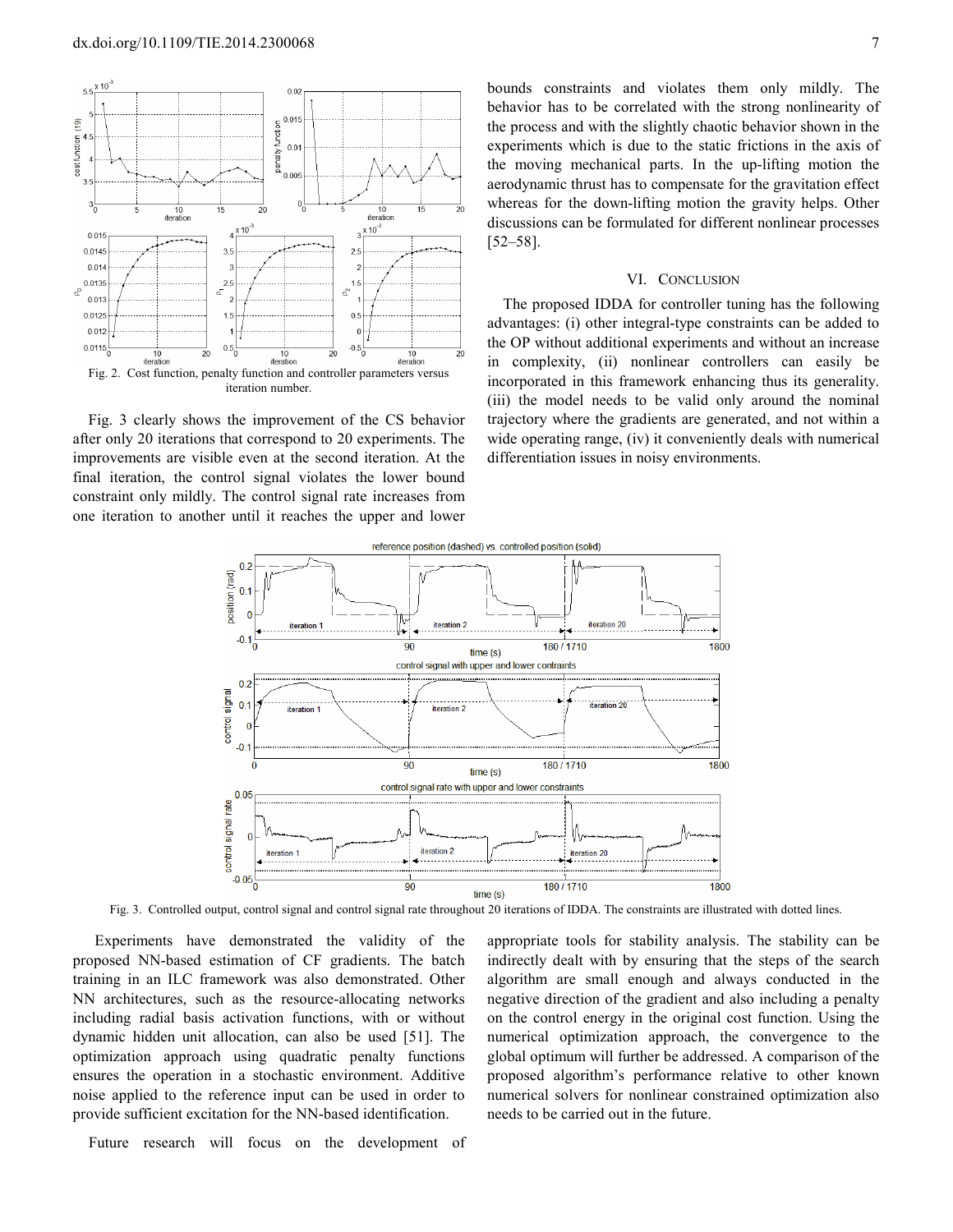Fig. 2. Cost function, penalty function and controller parameters versus iteration number.

Fig. 3 clearly shows the improvement of the CS behavior after only 20 iterations that correspond to 20 experiments. The improvements are visible even at the second iteration. At the final iteration, the control signal violates the lower bound constraint only mildly. The control signal rate increases from one iteration to another until it reaches the upper and lower bounds constraints and violates them only mildly. The behavior has to be correlated with the strong nonlinearity of the process and with the slightly chaotic behavior shown in the experiments which is due to the static frictions in the axis of the moving mechanical parts. In the up-lifting motion the aerodynamic thrust has to compensate for the gravitation effect whereas for the down-lifting motion the gravity helps. Other discussions can be formulated for different nonlinear processes [52–58].

## VI. Conclusion

The proposed IDDA for controller tuning has the following advantages: (i) other integral-type constraints can be added to the OP without additional experiments and without an increase in complexity, (ii) nonlinear controllers can easily be incorporated in this framework enhancing thus its generality. (iii) the model needs to be valid only around the nominal trajectory where the gradients are generated, and not within a wide operating range, (iv) it conveniently deals with numerical differentiation issues in noisy environments.

Fig. 3. Controlled output, control signal and control signal rate throughout 20 iterations of IDDA. The constraints are illustrated with dotted lines.

Experiments have demonstrated the validity of the proposed NN-based estimation of CF gradients. The batch training in an ILC framework was also demonstrated. Other NN architectures, such as the resource-allocating networks including radial basis activation functions, with or without dynamic hidden unit allocation, can also be used [51]. The optimization approach using quadratic penalty functions ensures the operation in a stochastic environment. Additive noise applied to the reference input can be used in order to provide sufficient excitation for the NN-based identification.

Future research will focus on the development of appropriate tools for stability analysis. The stability can be indirectly dealt with by ensuring that the steps of the search algorithm are small enough and always conducted in the negative direction of the gradient and also including a penalty on the control energy in the original cost function. Using the numerical optimization approach, the convergence to the global optimum will further be addressed. A comparison of the proposed algorithm's performance relative to other known numerical solvers for nonlinear constrained optimization also needs to be carried out in the future.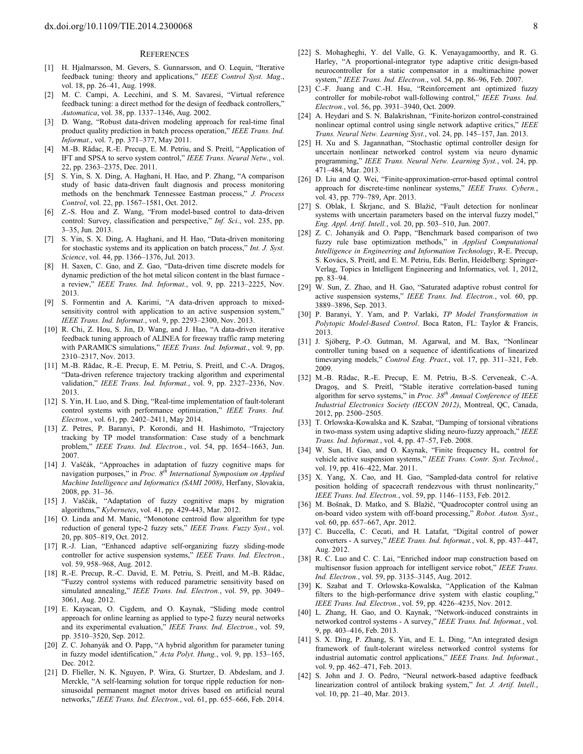## References

[1] H. Hjalmarsson, M. Gevers, S. Gunnarsson, and O. Lequin, "Iterative feedback tuning: theory and applications," *IEEE Control Syst. Mag.*, vol. 18, pp. 26–41, Aug. 1998.

[2] M. C. Campi, A. Lecchini, and S. M. Savaresi, "Virtual reference feedback tuning: a direct method for the design of feedback controllers," *Automatica*, vol. 38, pp. 1337–1346, Aug. 2002.

[3] D. Wang, "Robust data-driven modeling approach for real-time final product quality prediction in batch process operation," *IEEE Trans. Ind. Informat.*, vol. 7, pp. 371–377, May 2011.

[4] M.-B. Rădac, R.-E. Precup, E. M. Petriu, and S. Preitl, "Application of IFT and SPSA to servo system control," *IEEE Trans. Neural Netw.*, vol. 22, pp. 2363–2375, Dec. 2011.

[5] S. Yin, S. X. Ding, A. Haghani, H. Hao, and P. Zhang, "A comparison study of basic data-driven fault diagnosis and process monitoring methods on the benchmark Tennessee Eastman process," *J. Process Control*, vol. 22, pp. 1567–1581, Oct. 2012.

[6] Z.-S. Hou and Z. Wang, "From model-based control to data-driven control: Survey, classification and perspective," *Inf. Sci.*, vol. 235, pp. 3–35, Jun. 2013.

[7] S. Yin, S. X. Ding, A. Haghani, and H. Hao, "Data-driven monitoring for stochastic systems and its application on batch process," *Int. J. Syst. Science*, vol. 44, pp. 1366–1376, Jul. 2013.

[8] H. Saxen, C. Gao, and Z. Gao, "Data-driven time discrete models for dynamic prediction of the hot metal silicon content in the blast furnace - a review," *IEEE Trans. Ind. Informat.*, vol. 9, pp. 2213–2225, Nov. 2013.

[9] S. Formentin and A. Karimi, "A data-driven approach to mixed-sensitivity control with application to an active suspension system," *IEEE Trans. Ind. Informat.*, vol. 9, pp. 2293–2300, Nov. 2013.

[10] R. Chi, Z. Hou, S. Jin, D. Wang, and J. Hao, "A data-driven iterative feedback tuning approach of ALINEA for freeway traffic ramp metering with PARAMICS simulations," *IEEE Trans. Ind. Informat.*, vol. 9, pp. 2310–2317, Nov. 2013.

[11] M.-B. Rădac, R.-E. Precup, E. M. Petriu, S. Preitl, and C.-A. Dragoş, "Data-driven reference trajectory tracking algorithm and experimental validation," *IEEE Trans. Ind. Informat.*, vol. 9, pp. 2327–2336, Nov. 2013.

[12] S. Yin, H. Luo, and S. Ding, "Real-time implementation of fault-tolerant control systems with performance optimization," *IEEE Trans. Ind. Electron.*, vol. 61, pp. 2402–2411, May 2014.

[13] Z. Petres, P. Baranyi, P. Korondi, and H. Hashimoto, "Trajectory tracking by TP model transformation: Case study of a benchmark problem," *IEEE Trans. Ind. Electron.*, vol. 54, pp. 1654–1663, Jun. 2007.

[14] J. Vaščák, "Approaches in adaptation of fuzzy cognitive maps for navigation purposes," in *Proc. 8th International Symposium on Applied Machine Intelligence and Informatics (SAMI 2008)*, Herľany, Slovakia, 2008, pp. 31–36.

[15] J. Vaščák, "Adaptation of fuzzy cognitive maps by migration algorithms," *Kybernetes*, vol. 41, pp. 429-443, Mar. 2012.

[16] O. Linda and M. Manic, "Monotone centroid flow algorithm for type reduction of general type-2 fuzzy sets," *IEEE Trans. Fuzzy Syst.*, vol. 20, pp. 805–819, Oct. 2012.

[17] R.-J. Lian, "Enhanced adaptive self-organizing fuzzy sliding-mode controller for active suspension systems," *IEEE Trans. Ind. Electron.*, vol. 59, 958–968, Aug. 2012.

[18] R.-E. Precup, R.-C. David, E. M. Petriu, S. Preitl, and M.-B. Rădac, "Fuzzy control systems with reduced parametric sensitivity based on simulated annealing," *IEEE Trans. Ind. Electron.*, vol. 59, pp. 3049–3061, Aug. 2012.

[19] E. Kayacan, O. Cigdem, and O. Kaynak, "Sliding mode control approach for online learning as applied to type-2 fuzzy neural networks and its experimental evaluation," *IEEE Trans. Ind. Electron.*, vol. 59, pp. 3510–3520, Sep. 2012.

[20] Z. C. Johanyák and O. Papp, "A hybrid algorithm for parameter tuning in fuzzy model identification," *Acta Polyt. Hung.*, vol. 9, pp. 153–165, Dec. 2012.

[21] D. Flieller, N. K. Nguyen, P. Wira, G. Sturtzer, D. Abdeslam, and J. Merckle, "A self-learning solution for torque ripple reduction for non-sinusoidal permanent magnet motor drives based on artificial neural networks," *IEEE Trans. Ind. Electron.*, vol. 61, pp. 655–666, Feb. 2014.

[22] S. Mohagheghi, Y. del Valle, G. K. Venayagamoorthy, and R. G. Harley, "A proportional-integrator type adaptive critic design-based neurocontroller for a static compensator in a multimachine power system," *IEEE Trans. Ind. Electron.*, vol. 54, pp. 86–96, Feb. 2007.

[23] C.-F. Juang and C.-H. Hsu, "Reinforcement ant optimized fuzzy controller for mobile-robot wall-following control," *IEEE Trans. Ind. Electron.*, vol. 56, pp. 3931–3940, Oct. 2009.

[24] A. Heydari and S. N. Balakrishnan, "Finite-horizon control-constrained nonlinear optimal control using single network adaptive critics," *IEEE Trans. Neural Netw. Learning Syst.*, vol. 24, pp. 145–157, Jan. 2013.

[25] H. Xu and S. Jagannathan, "Stochastic optimal controller design for uncertain nonlinear networked control system via neuro dynamic programming," *IEEE Trans. Neural Netw. Learning Syst.*, vol. 24, pp. 471–484, Mar. 2013.

[26] D. Liu and Q. Wei, "Finite-approximation-error-based optimal control approach for discrete-time nonlinear systems," *IEEE Trans. Cybern.*, vol. 43, pp. 779–789, Apr. 2013.

[27] S. Oblak, I. Škrjanc, and S. Blažič, "Fault detection for nonlinear systems with uncertain parameters based on the interval fuzzy model," *Eng. Appl. Artif. Intell.*, vol. 20, pp. 503–510, Jun. 2007.

[28] Z. C. Johanyák and O. Papp, "Benchmark based comparison of two fuzzy rule base optimization methods," in *Applied Computational Intelligence in Engineering and Information Technology*, R-E. Precup, S. Kovács, S. Preitl, and E. M. Petriu, Eds. Berlin, Heidelberg: Springer-Verlag, Topics in Intelligent Engineering and Informatics, vol. 1, 2012, pp. 83–94.

[29] W. Sun, Z. Zhao, and H. Gao, "Saturated adaptive robust control for active suspension systems," *IEEE Trans. Ind. Electron.*, vol. 60, pp. 3889–3896, Sep. 2013.

[30] P. Baranyi, Y. Yam, and P. Varlaki, *TP Model Transformation in Polytopic Model-Based Control*. Boca Raton, FL: Taylor & Francis, 2013.

[31] J. Sjöberg, P.-O. Gutman, M. Agarwal, and M. Bax, "Nonlinear controller tuning based on a sequence of identifications of linearized timevarying models," *Control Eng. Pract.*, vol. 17, pp. 311–321, Feb. 2009.

[32] M.-B. Rădac, R.-E. Precup, E. M. Petriu, B.-S. Cerveneak, C.-A. Dragoş, and S. Preitl, "Stable iterative correlation-based tuning algorithm for servo systems," in *Proc. 38th Annual Conference of IEEE Industrial Electronics Society (IECON 2012)*, Montreal, QC, Canada, 2012, pp. 2500–2505.

[33] T. Orlowska-Kowalska and K. Szabat, "Damping of torsional vibrations in two-mass system using adaptive sliding neuro-fuzzy approach," *IEEE Trans. Ind. Informat.*, vol. 4, pp. 47–57, Feb. 2008.

[34] W. Sun, H. Gao, and O. Kaynak, "Finite frequency $H_\infty$ control for vehicle active suspension systems," *IEEE Trans. Contr. Syst. Technol.*, vol. 19, pp. 416–422, Mar. 2011.

[35] X. Yang, X. Cao, and H. Gao, "Sampled-data control for relative position holding of spacecraft rendezvous with thrust nonlinearity," *IEEE Trans. Ind. Electron.*, vol. 59, pp. 1146–1153, Feb. 2012.

[36] M. Bošnak, D. Matko, and S. Blažič, "Quadrocopter control using an on-board video system with off-board processing," *Robot. Auton. Syst.*, vol. 60, pp. 657–667, Apr. 2012.

[37] C. Buccella, C. Cecati, and H. Latafat, "Digital control of power converters - A survey," *IEEE Trans. Ind. Informat.*, vol. 8, pp. 437–447, Aug. 2012.

[38] R. C. Luo and C. C. Lai, "Enriched indoor map construction based on multisensor fusion approach for intelligent service robot," *IEEE Trans. Ind. Electron.*, vol. 59, pp. 3135–3145, Aug. 2012.

[39] K. Szabat and T. Orlowska-Kowalska, "Application of the Kalman filters to the high-performance drive system with elastic coupling," *IEEE Trans. Ind. Electron.*, vol. 59, pp. 4226–4235, Nov. 2012.

[40] L. Zhang, H. Gao, and O. Kaynak, "Network-induced constraints in networked control systems - A survey," *IEEE Trans. Ind. Informat.*, vol. 9, pp. 403–416, Feb. 2013.

[41] S. X. Ding, P. Zhang, S. Yin, and E. L. Ding, "An integrated design framework of fault-tolerant wireless networked control systems for industrial automatic control applications," *IEEE Trans. Ind. Informat.*, vol. 9, pp. 462–471, Feb. 2013.

[42] S. John and J. O. Pedro, "Neural network-based adaptive feedback linearization control of antilock braking system," *Int. J. Artif. Intell.*, vol. 10, pp. 21–40, Mar. 2013.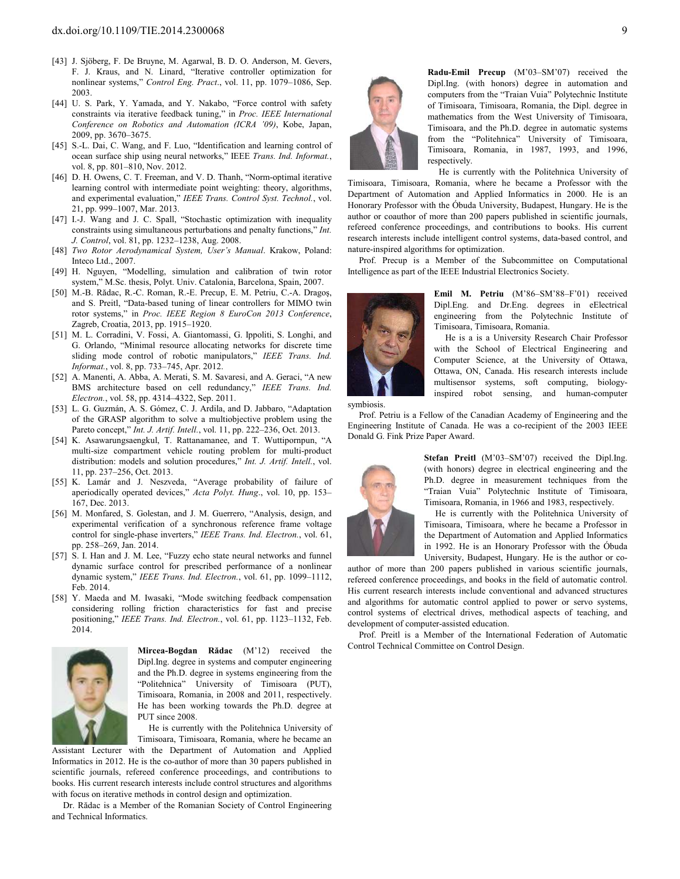[43] J. Sjöberg, F. De Bruyne, M. Agarwal, B. D. O. Anderson, M. Gevers, F. J. Kraus, and N. Linard, "Iterative controller optimization for nonlinear systems," *Control Eng. Pract*., vol. 11, pp. 1079–1086, Sep. 2003.

[44] U. S. Park, Y. Yamada, and Y. Nakabo, "Force control with safety constraints via iterative feedback tuning," in *Proc. IEEE International Conference on Robotics and Automation (ICRA '09)*, Kobe, Japan, 2009, pp. 3670–3675.

[45] S.-L. Dai, C. Wang, and F. Luo, "Identification and learning control of ocean surface ship using neural networks," IEEE *Trans. Ind. Informat.*, vol. 8, pp. 801–810, Nov. 2012.

[46] D. H. Owens, C. T. Freeman, and V. D. Thanh, "Norm-optimal iterative learning control with intermediate point weighting: theory, algorithms, and experimental evaluation," *IEEE Trans. Control Syst. Technol.*, vol. 21, pp. 999–1007, Mar. 2013.

[47] I.-J. Wang and J. C. Spall, "Stochastic optimization with inequality constraints using simultaneous perturbations and penalty functions," *Int. J. Control*, vol. 81, pp. 1232–1238, Aug. 2008.

[48] *Two Rotor Aerodynamical System, User's Manual*. Krakow, Poland: Inteco Ltd., 2007.

[49] H. Nguyen, "Modelling, simulation and calibration of twin rotor system," M.Sc. thesis, Polyt. Univ. Catalonia, Barcelona, Spain, 2007.

[50] M.-B. Rădac, R.-C. Roman, R.-E. Precup, E. M. Petriu, C.-A. Dragoş, and S. Preitl, "Data-based tuning of linear controllers for MIMO twin rotor systems," in *Proc. IEEE Region 8 EuroCon 2013 Conference*, Zagreb, Croatia, 2013, pp. 1915–1920.

[51] M. L. Corradini, V. Fossi, A. Giantomassi, G. Ippoliti, S. Longhi, and G. Orlando, "Minimal resource allocating networks for discrete time sliding mode control of robotic manipulators," *IEEE Trans. Ind. Informat.*, vol. 8, pp. 733–745, Apr. 2012.

[52] A. Manenti, A. Abba, A. Merati, S. M. Savaresi, and A. Geraci, "A new BMS architecture based on cell redundancy," *IEEE Trans. Ind. Electron.*, vol. 58, pp. 4314–4322, Sep. 2011.

[53] L. G. Guzmán, A. S. Gómez, C. J. Ardila, and D. Jabbaro, "Adaptation of the GRASP algorithm to solve a multiobjective problem using the Pareto concept," *Int. J. Artif. Intell.*, vol. 11, pp. 222–236, Oct. 2013.

[54] K. Asawarungsaengkul, T. Rattanamanee, and T. Wuttipornpun, "A multi-size compartment vehicle routing problem for multi-product distribution: models and solution procedures," *Int. J. Artif. Intell.*, vol. 11, pp. 237–256, Oct. 2013.

[55] K. Lamár and J. Neszveda, "Average probability of failure of aperiodically operated devices," *Acta Polyt. Hung*., vol. 10, pp. 153–167, Dec. 2013.

[56] M. Monfared, S. Golestan, and J. M. Guerrero, "Analysis, design, and experimental verification of a synchronous reference frame voltage control for single-phase inverters," *IEEE Trans. Ind. Electron.*, vol. 61, pp. 258–269, Jan. 2014.

[57] S. I. Han and J. M. Lee, "Fuzzy echo state neural networks and funnel dynamic surface control for prescribed performance of a nonlinear dynamic system," *IEEE Trans. Ind. Electron.*, vol. 61, pp. 1099–1112, Feb. 2014.

[58] Y. Maeda and M. Iwasaki, "Mode switching feedback compensation considering rolling friction characteristics for fast and precise positioning," *IEEE Trans. Ind. Electron.*, vol. 61, pp. 1123–1132, Feb. 2014.

**Mircea-Bogdan Rădac** (M'12) received the Dipl.Ing. degree in systems and computer engineering and the Ph.D. degree in systems engineering from the "Politehnica" University of Timisoara (PUT), Timisoara, Romania, in 2008 and 2011, respectively. He has been working towards the Ph.D. degree at PUT since 2008.

He is currently with the Politehnica University of Timisoara, Timisoara, Romania, where he became an Assistant Lecturer with the Department of Automation and Applied Informatics in 2012. He is the co-author of more than 30 papers published in scientific journals, refereed conference proceedings, and contributions to books. His current research interests include control structures and algorithms with focus on iterative methods in control design and optimization.

Dr. Rădac is a Member of the Romanian Society of Control Engineering and Technical Informatics.

**Radu-Emil Precup** (M'03–SM'07) received the Dipl.Ing. (with honors) degree in automation and computers from the "Traian Vuia" Polytechnic Institute of Timisoara, Timisoara, Romania, the Dipl. degree in mathematics from the West University of Timisoara, Timisoara, and the Ph.D. degree in automatic systems from the "Politehnica" University of Timisoara, Timisoara, Romania, in 1987, 1993, and 1996, respectively.

He is currently with the Politehnica University of Timisoara, Timisoara, Romania, where he became a Professor with the Department of Automation and Applied Informatics in 2000. He is an Honorary Professor with the Óbuda University, Budapest, Hungary. He is the author or coauthor of more than 200 papers published in scientific journals, refereed conference proceedings, and contributions to books. His current research interests include intelligent control systems, data-based control, and nature-inspired algorithms for optimization.

Prof. Precup is a Member of the Subcommittee on Computational Intelligence as part of the IEEE Industrial Electronics Society.

**Emil M. Petriu** (M'86–SM'88–F'01) received Dipl.Eng. and Dr.Eng. degrees in eElectrical engineering from the Polytechnic Institute of Timisoara, Timisoara, Romania.

He is a is a University Research Chair Professor with the School of Electrical Engineering and Computer Science, at the University of Ottawa, Ottawa, ON, Canada. His research interests include multisensor systems, soft computing, biology-inspired robot sensing, and human-computer symbiosis.

Prof. Petriu is a Fellow of the Canadian Academy of Engineering and the Engineering Institute of Canada. He was a co-recipient of the 2003 IEEE Donald G. Fink Prize Paper Award.

**Stefan Preitl** (M'03–SM'07) received the Dipl.Ing. (with honors) degree in electrical engineering and the Ph.D. degree in measurement techniques from the "Traian Vuia" Polytechnic Institute of Timisoara, Timisoara, Romania, in 1966 and 1983, respectively.

He is currently with the Politehnica University of Timisoara, Timisoara, where he became a Professor in the Department of Automation and Applied Informatics in 1992. He is an Honorary Professor with the Óbuda University, Budapest, Hungary. He is the author or co-author of more than 200 papers published in various scientific journals, refereed conference proceedings, and books in the field of automatic control. His current research interests include conventional and advanced structures and algorithms for automatic control applied to power or servo systems, control systems of electrical drives, methodical aspects of teaching, and development of computer-assisted education.

Prof. Preitl is a Member of the International Federation of Automatic Control Technical Committee on Control Design.